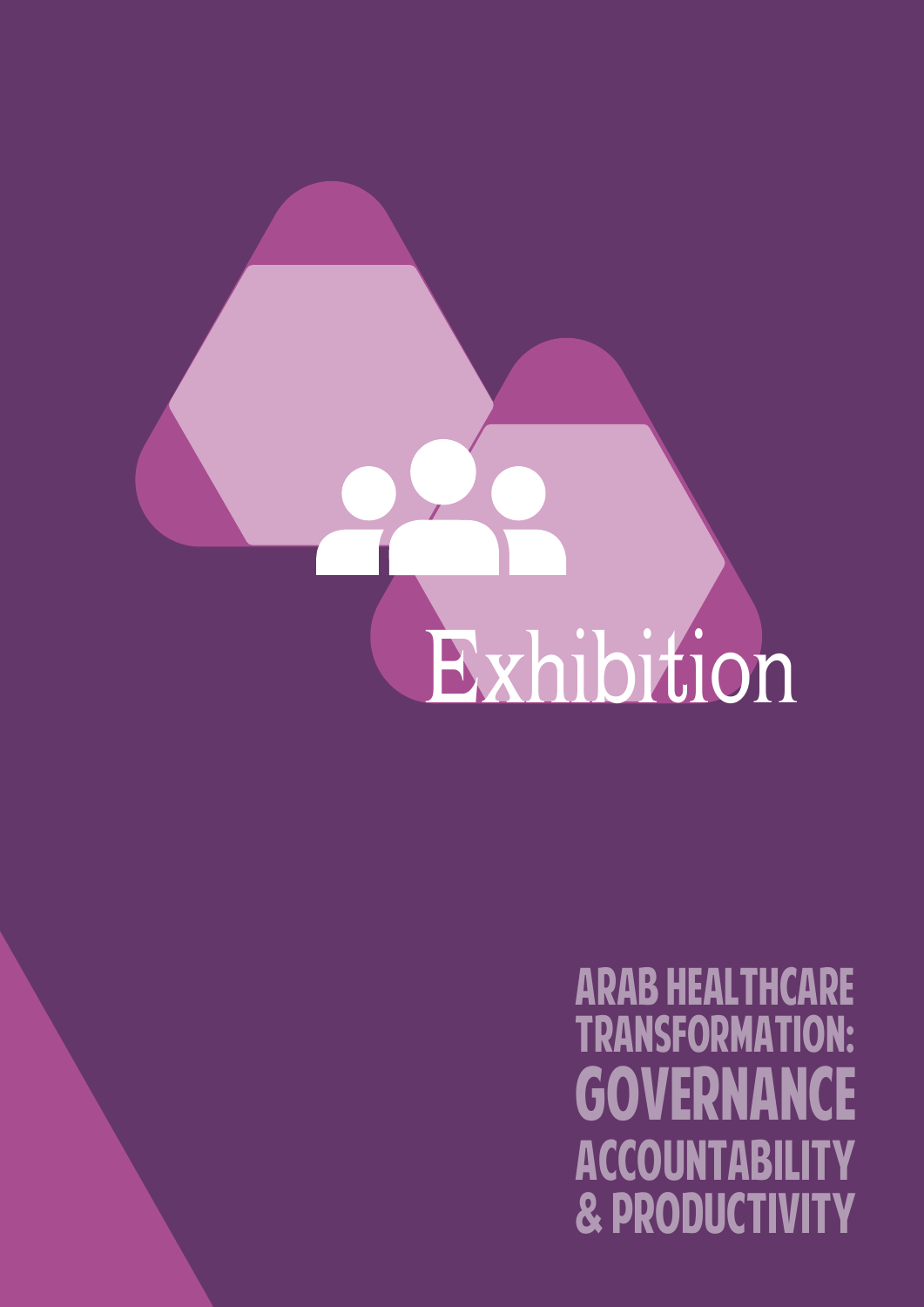# Exhibition

## ARAB HEALTHCARE TRANSFORMATION: GOVERNANCE ACCOUNTABILITY & PRODUCTIVITY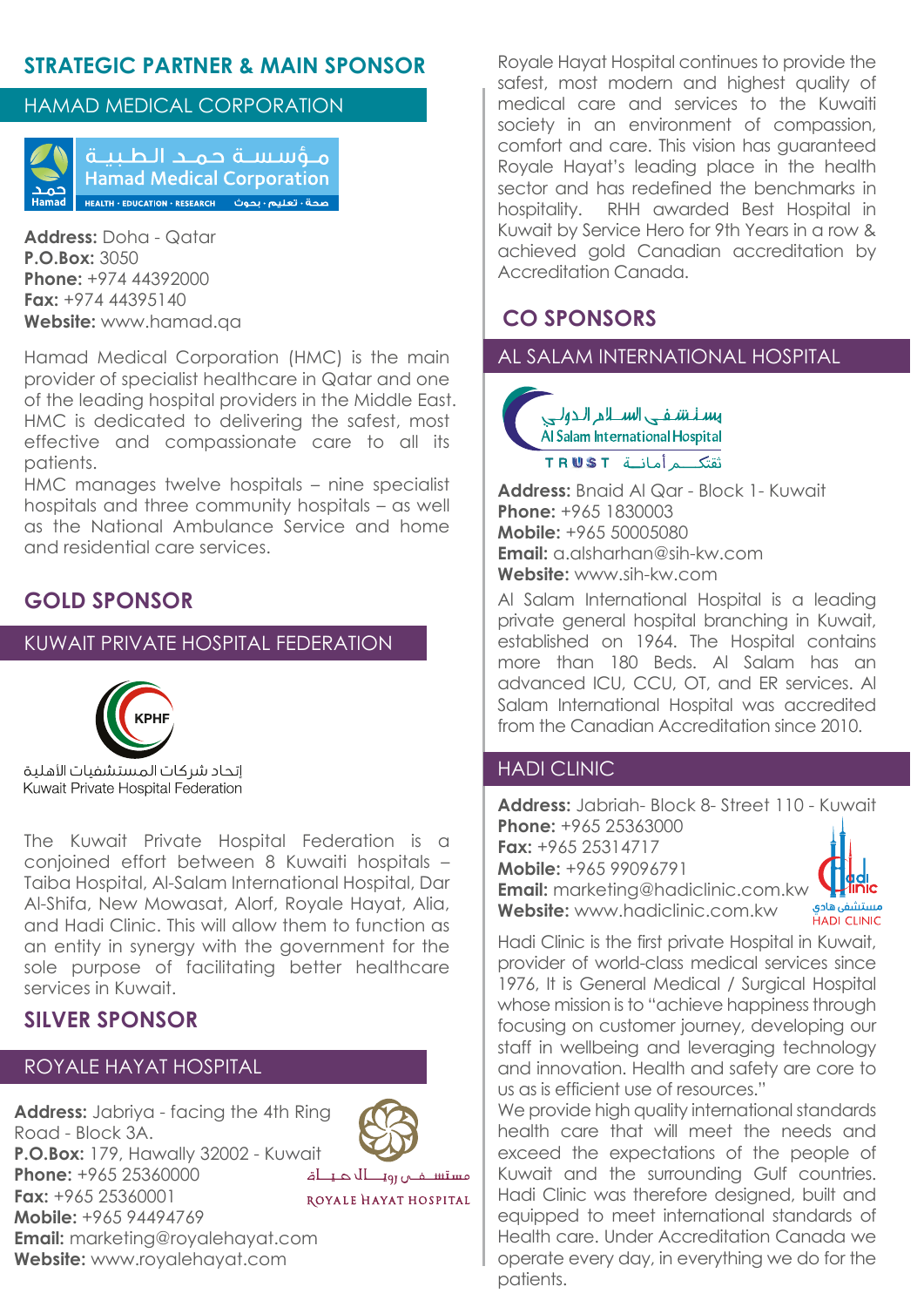## STRATEGIC PARTNER & MAIN SPONSOR

### HAMAD MEDICAL CORPORATION

**Address:** Doha - Qatar
**P.O.Box:** 3050
**Phone:** +974 44392000
**Fax:** +974 44395140
**Website:** www.hamad.qa

Hamad Medical Corporation (HMC) is the main provider of specialist healthcare in Qatar and one of the leading hospital providers in the Middle East. HMC is dedicated to delivering the safest, most effective and compassionate care to all its patients.

HMC manages twelve hospitals – nine specialist hospitals and three community hospitals – as well as the National Ambulance Service and home and residential care services.

## GOLD SPONSOR

### KUWAIT PRIVATE HOSPITAL FEDERATION

The Kuwait Private Hospital Federation is a conjoined effort between 8 Kuwaiti hospitals – Taiba Hospital, Al-Salam International Hospital, Dar Al-Shifa, New Mowasat, Alorf, Royale Hayat, Alia, and Hadi Clinic. This will allow them to function as an entity in synergy with the government for the sole purpose of facilitating better healthcare services in Kuwait.

## SILVER SPONSOR

### ROYALE HAYAT HOSPITAL

**Address:** Jabriya - facing the 4th Ring Road - Block 3A.
**P.O.Box:** 179, Hawally 32002 - Kuwait
**Phone:** +965 25360000
**Fax:** +965 25360001
**Mobile:** +965 94494769
**Email:** marketing@royalehayat.com
**Website:** www.royalehayat.com

Royale Hayat Hospital continues to provide the safest, most modern and highest quality of medical care and services to the Kuwaiti society in an environment of compassion, comfort and care. This vision has guaranteed Royale Hayat's leading place in the health sector and has redefined the benchmarks in hospitality. RHH awarded Best Hospital in Kuwait by Service Hero for 9th Years in a row & achieved gold Canadian accreditation by Accreditation Canada.

## CO SPONSORS

### AL SALAM INTERNATIONAL HOSPITAL

**Address:** Bnaid Al Qar - Block 1- Kuwait
**Phone:** +965 1830003
**Mobile:** +965 50005080
**Email:** a.alsharhan@sih-kw.com
**Website:** www.sih-kw.com

Al Salam International Hospital is a leading private general hospital branching in Kuwait, established on 1964. The Hospital contains more than 180 Beds. Al Salam has an advanced ICU, CCU, OT, and ER services. Al Salam International Hospital was accredited from the Canadian Accreditation since 2010.

### HADI CLINIC

**Address:** Jabriah- Block 8- Street 110 - Kuwait
**Phone:** +965 25363000
**Fax:** +965 25314717
**Mobile:** +965 99096791
**Email:** marketing@hadiclinic.com.kw
**Website:** www.hadiclinic.com.kw

Hadi Clinic is the first private Hospital in Kuwait, provider of world-class medical services since 1976, It is General Medical / Surgical Hospital whose mission is to "achieve happiness through focusing on customer journey, developing our staff in wellbeing and leveraging technology and innovation. Health and safety are core to us as is efficient use of resources."

We provide high quality international standards health care that will meet the needs and exceed the expectations of the people of Kuwait and the surrounding Gulf countries. Hadi Clinic was therefore designed, built and equipped to meet international standards of Health care. Under Accreditation Canada we operate every day, in everything we do for the patients.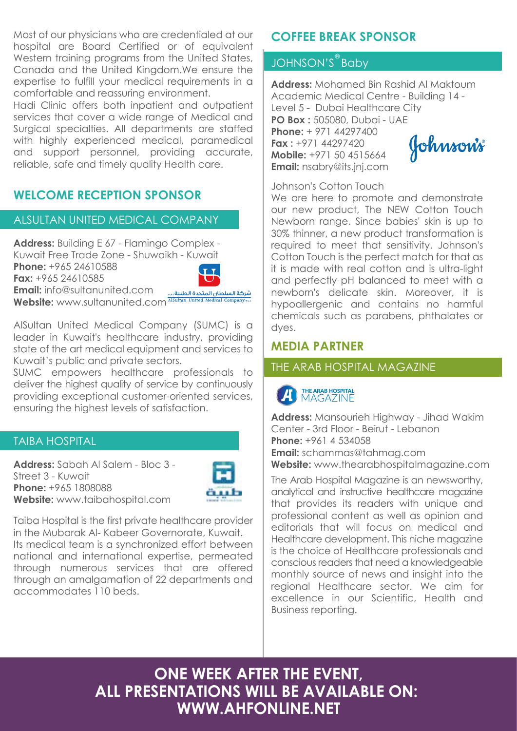Most of our physicians who are credentialed at our hospital are Board Certified or of equivalent Western training programs from the United States, Canada and the United Kingdom.We ensure the expertise to fulfill your medical requirements in a comfortable and reassuring environment.

Hadi Clinic offers both inpatient and outpatient services that cover a wide range of Medical and Surgical specialties. All departments are staffed with highly experienced medical, paramedical and support personnel, providing accurate, reliable, safe and timely quality Health care.

## WELCOME RECEPTION SPONSOR

### ALSULTAN UNITED MEDICAL COMPANY

**Address:** Building E 67 - Flamingo Complex - Kuwait Free Trade Zone - Shuwaikh - Kuwait
**Phone:** +965 24610588
**Fax:** +965 24610585
**Email:** info@sultanunited.com
**Website:** www.sultanunited.com

AlSultan United Medical Company (SUMC) is a leader in Kuwait's healthcare industry, providing state of the art medical equipment and services to Kuwait's public and private sectors.

SUMC empowers healthcare professionals to deliver the highest quality of service by continuously providing exceptional customer-oriented services, ensuring the highest levels of satisfaction.

### TAIBA HOSPITAL

**Address:** Sabah Al Salem - Bloc 3 - Street 3 - Kuwait
**Phone:** +965 1808088
**Website:** www.taibahospital.com

Taiba Hospital is the first private healthcare provider in the Mubarak Al- Kabeer Governorate, Kuwait. Its medical team is a synchronized effort between national and international expertise, permeated through numerous services that are offered through an amalgamation of 22 departments and accommodates 110 beds.

## COFFEE BREAK SPONSOR

### JOHNSON'S® Baby

**Address:** Mohamed Bin Rashid Al Maktoum Academic Medical Centre - Building 14 - Level 5 - Dubai Healthcare City
**PO Box :** 505080, Dubai - UAE
**Phone:** + 971 44297400
**Fax :** +971 44297420
**Mobile:** +971 50 4515664
**Email:** nsabry@its.jnj.com

Johnson's Cotton Touch

We are here to promote and demonstrate our new product, The NEW Cotton Touch Newborn range. Since babies' skin is up to 30% thinner, a new product transformation is required to meet that sensitivity. Johnson's Cotton Touch is the perfect match for that as it is made with real cotton and is ultra-light and perfectly pH balanced to meet with a newborn's delicate skin. Moreover, it is hypoallergenic and contains no harmful chemicals such as parabens, phthalates or dyes.

## MEDIA PARTNER

### THE ARAB HOSPITAL MAGAZINE

**Address:** Mansourieh Highway - Jihad Wakim Center - 3rd Floor - Beirut - Lebanon
**Phone:** +961 4 534058
**Email:** schammas@tahmag.com
**Website:** www.thearabhospitalmagazine.com

The Arab Hospital Magazine is an newsworthy, analytical and instructive healthcare magazine that provides its readers with unique and professional content as well as opinion and editorials that will focus on medical and Healthcare development. This niche magazine is the choice of Healthcare professionals and conscious readers that need a knowledgeable monthly source of news and insight into the regional Healthcare sector. We aim for excellence in our Scientific, Health and Business reporting.

**ONE WEEK AFTER THE EVENT, ALL PRESENTATIONS WILL BE AVAILABLE ON: WWW.AHFONLINE.NET**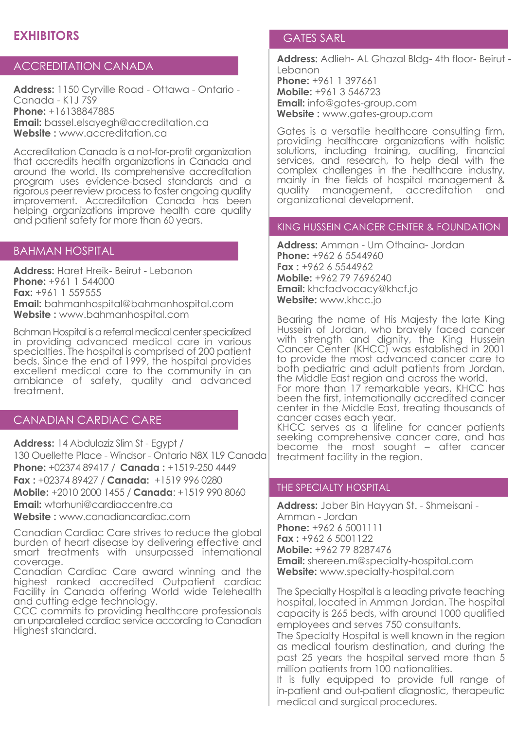# EXHIBITORS

## ACCREDITATION CANADA

**Address:** 1150 Cyrville Road - Ottawa - Ontario - Canada - K1J 7S9
**Phone:** +16138847885
**Email:** bassel.elsayegh@accreditation.ca
**Website :** www.accreditation.ca

Accreditation Canada is a not-for-profit organization that accredits health organizations in Canada and around the world. Its comprehensive accreditation program uses evidence-based standards and a rigorous peer review process to foster ongoing quality improvement. Accreditation Canada has been helping organizations improve health care quality and patient safety for more than 60 years.

## BAHMAN HOSPITAL

**Address:** Haret Hreik- Beirut - Lebanon
**Phone:** +961 1 544000
**Fax:** +961 1 559555
**Email:** bahmanhospital@bahmanhospital.com
**Website :** www.bahmanhospital.com

Bahman Hospital is a referral medical center specialized in providing advanced medical care in various specialties. The hospital is comprised of 200 patient beds. Since the end of 1999, the hospital provides excellent medical care to the community in an ambiance of safety, quality and advanced treatment.

## CANADIAN CARDIAC CARE

**Address:** 14 Abdulaziz Slim St - Egypt /
130 Ouellette Place - Windsor - Ontario N8X 1L9 Canada
**Phone:** +02374 89417 / **Canada :** +1519-250 4449
**Fax :** +02374 89427 / **Canada:** +1519 996 0280
**Mobile:** +2010 2000 1455 / **Canada**: +1519 990 8060
**Email:** wtarhuni@cardiaccentre.ca
**Website :** www.canadiancardiac.com

Canadian Cardiac Care strives to reduce the global burden of heart disease by delivering effective and smart treatments with unsurpassed international coverage.
Canadian Cardiac Care award winning and the highest ranked accredited Outpatient cardiac Facility in Canada offering World wide Telehealth and cutting edge technology.
CCC commits to providing healthcare professionals an unparalleled cardiac service according to Canadian Highest standard.

## GATES SARL

**Address:** Adlieh- AL Ghazal Bldg- 4th floor- Beirut - Lebanon
**Phone:** +961 1 397661
**Mobile:** +961 3 546723
**Email:** info@gates-group.com
**Website :** www.gates-group.com

Gates is a versatile healthcare consulting firm, providing healthcare organizations with holistic solutions, including training, auditing, financial services, and research, to help deal with the complex challenges in the healthcare industry, mainly in the fields of hospital management & quality management, accreditation and organizational development.

## KING HUSSEIN CANCER CENTER & FOUNDATION

**Address:** Amman - Um Othaina- Jordan
**Phone:** +962 6 5544960
**Fax :** +962 6 5544962
**Mobile:** +962 79 7696240
**Email:** khcfadvocacy@khcf.jo
**Website:** www.khcc.jo

Bearing the name of His Majesty the late King Hussein of Jordan, who bravely faced cancer with strength and dignity, the King Hussein Cancer Center (KHCC) was established in 2001 to provide the most advanced cancer care to both pediatric and adult patients from Jordan, the Middle East region and across the world.
For more than 17 remarkable years, KHCC has been the first, internationally accredited cancer center in the Middle East, treating thousands of cancer cases each year.
KHCC serves as a lifeline for cancer patients seeking comprehensive cancer care, and has become the most sought – after cancer treatment facility in the region.

## THE SPECIALTY HOSPITAL

**Address:** Jaber Bin Hayyan St. - Shmeisani - Amman - Jordan
**Phone:** +962 6 5001111
**Fax :** +962 6 5001122
**Mobile:** +962 79 8287476
**Email:** shereen.m@specialty-hospital.com
**Website:** www.specialty-hospital.com

The Specialty Hospital is a leading private teaching hospital, located in Amman Jordan. The hospital capacity is 265 beds, with around 1000 qualified employees and serves 750 consultants.
The Specialty Hospital is well known in the region as medical tourism destination, and during the past 25 years the hospital served more than 5 million patients from 100 nationalities.
It is fully equipped to provide full range of in-patient and out-patient diagnostic, therapeutic medical and surgical procedures.